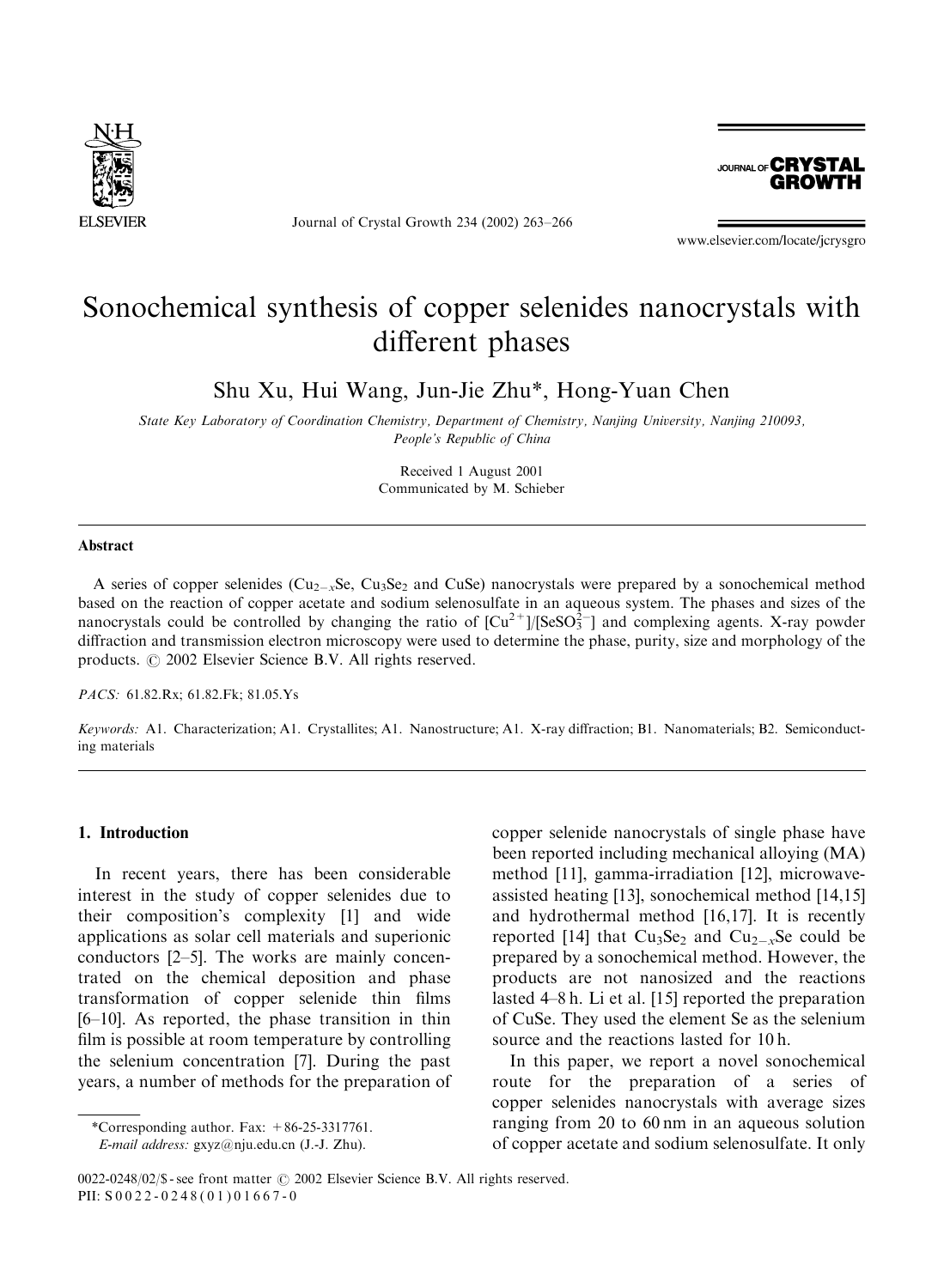# Sonochemical synthesis of copper selenides nanocrystals with different phases

Shu Xu, Hui Wang, Jun-Jie Zhu*, Hong-Yuan Chen

*State Key Laboratory of Coordination Chemistry, Department of Chemistry, Nanjing University, Nanjing 210093, People's Republic of China*

Received 1 August 2001
Communicated by M. Schieber

## Abstract

A series of copper selenides ($Cu_{2-x}Se$, $Cu_3Se_2$ and CuSe) nanocrystals were prepared by a sonochemical method based on the reaction of copper acetate and sodium selenosulfate in an aqueous system. The phases and sizes of the nanocrystals could be controlled by changing the ratio of $[Cu^{2+}]/[SeSO_3^{2-}]$ and complexing agents. X-ray powder diffraction and transmission electron microscopy were used to determine the phase, purity, size and morphology of the products. © 2002 Elsevier Science B.V. All rights reserved.

*PACS:* 61.82.Rx; 61.82.Fk; 81.05.Ys

*Keywords:* A1. Characterization; A1. Crystallites; A1. Nanostructure; A1. X-ray diffraction; B1. Nanomaterials; B2. Semiconducting materials

## 1. Introduction

In recent years, there has been considerable interest in the study of copper selenides due to their composition's complexity [1] and wide applications as solar cell materials and superionic conductors [2–5]. The works are mainly concentrated on the chemical deposition and phase transformation of copper selenide thin films [6–10]. As reported, the phase transition in thin film is possible at room temperature by controlling the selenium concentration [7]. During the past years, a number of methods for the preparation of copper selenide nanocrystals of single phase have been reported including mechanical alloying (MA) method [11], gamma-irradiation [12], microwave-assisted heating [13], sonochemical method [14,15] and hydrothermal method [16,17]. It is recently reported [14] that $Cu_3Se_2$ and $Cu_{2-x}Se$ could be prepared by a sonochemical method. However, the products are not nanosized and the reactions lasted 4–8 h. Li et al. [15] reported the preparation of CuSe. They used the element Se as the selenium source and the reactions lasted for 10 h.

In this paper, we report a novel sonochemical route for the preparation of a series of copper selenides nanocrystals with average sizes ranging from 20 to 60 nm in an aqueous solution of copper acetate and sodium selenosulfate. It only

*Corresponding author. Fax: +86-25-3317761.
*E-mail address:* gxyz@nju.edu.cn (J.-J. Zhu).

0022-0248/02/$ - see front matter © 2002 Elsevier Science B.V. All rights reserved.
PII: S0022-0248(01)01667-0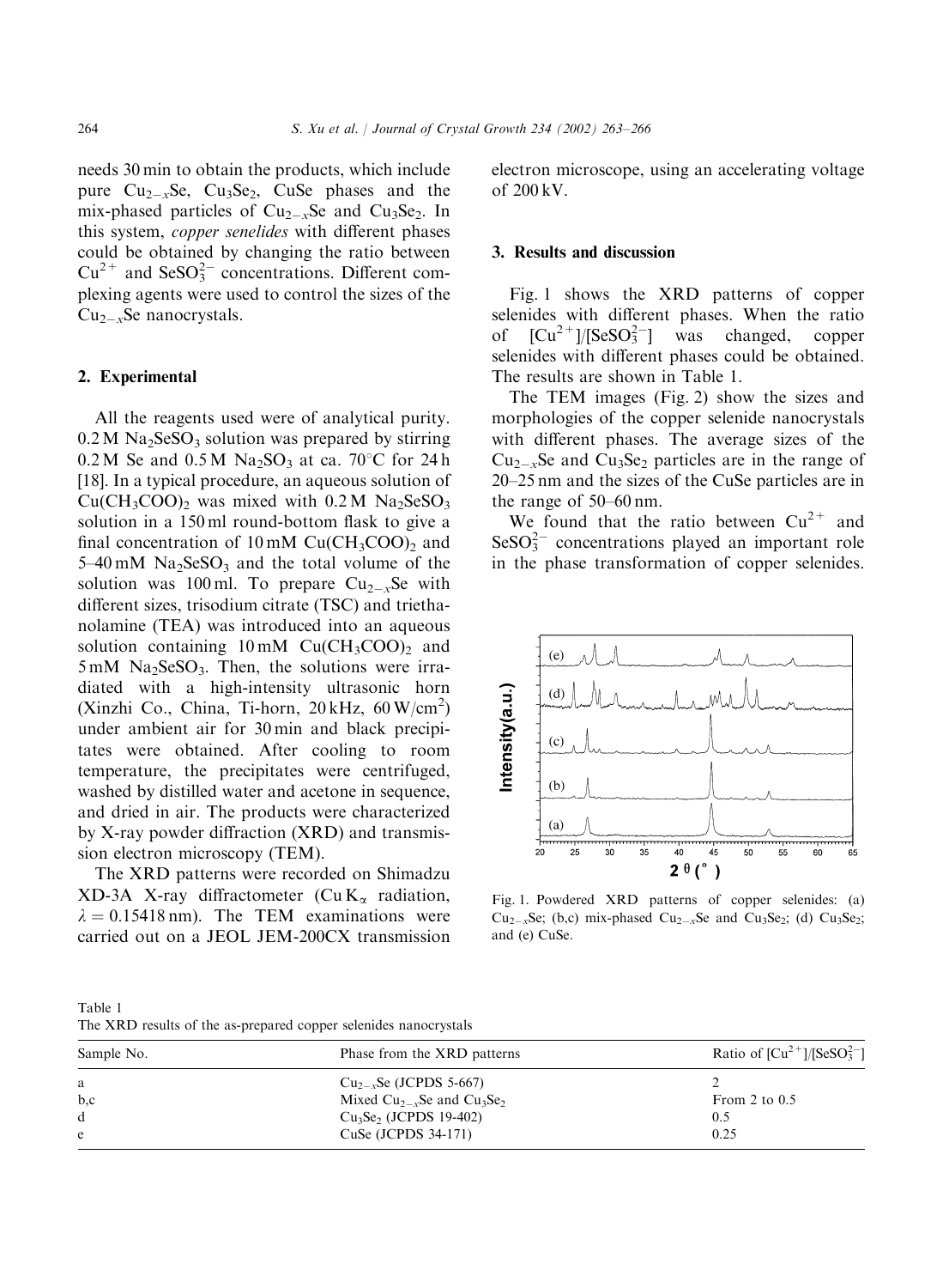needs 30 min to obtain the products, which include pure $Cu_{2-x}Se$, $Cu_3Se_2$, CuSe phases and the mix-phased particles of $Cu_{2-x}Se$ and $Cu_3Se_2$. In this system, *copper senelides* with different phases could be obtained by changing the ratio between $Cu^{2+}$ and $SeSO_3^{2-}$ concentrations. Different complexing agents were used to control the sizes of the $Cu_{2-x}Se$ nanocrystals.

## 2. Experimental

All the reagents used were of analytical purity. 0.2 M $Na_2SeSO_3$ solution was prepared by stirring 0.2 M Se and 0.5 M $Na_2SO_3$ at ca. 70°C for 24 h [18]. In a typical procedure, an aqueous solution of $Cu(CH_3COO)_2$ was mixed with 0.2 M $Na_2SeSO_3$ solution in a 150 ml round-bottom flask to give a final concentration of 10 mM $Cu(CH_3COO)_2$ and 5–40 mM $Na_2SeSO_3$ and the total volume of the solution was 100 ml. To prepare $Cu_{2-x}Se$ with different sizes, trisodium citrate (TSC) and triethanolamine (TEA) was introduced into an aqueous solution containing 10 mM $Cu(CH_3COO)_2$ and 5 mM $Na_2SeSO_3$. Then, the solutions were irradiated with a high-intensity ultrasonic horn (Xinzhi Co., China, Ti-horn, 20 kHz, 60 W/cm$^2$) under ambient air for 30 min and black precipitates were obtained. After cooling to room temperature, the precipitates were centrifuged, washed by distilled water and acetone in sequence, and dried in air. The products were characterized by X-ray powder diffraction (XRD) and transmission electron microscopy (TEM).

The XRD patterns were recorded on Shimadzu XD-3A X-ray diffractometer (Cu $K_\alpha$ radiation, $\lambda = 0.15418$ nm). The TEM examinations were carried out on a JEOL JEM-200CX transmission electron microscope, using an accelerating voltage of 200 kV.

## 3. Results and discussion

Fig. 1 shows the XRD patterns of copper selenides with different phases. When the ratio of $[Cu^{2+}]/[SeSO_3^{2-}]$ was changed, copper selenides with different phases could be obtained. The results are shown in Table 1.

The TEM images (Fig. 2) show the sizes and morphologies of the copper selenide nanocrystals with different phases. The average sizes of the $Cu_{2-x}Se$ and $Cu_3Se_2$ particles are in the range of 20–25 nm and the sizes of the CuSe particles are in the range of 50–60 nm.

We found that the ratio between $Cu^{2+}$ and $SeSO_3^{2-}$ concentrations played an important role in the phase transformation of copper selenides.

Fig. 1. Powdered XRD patterns of copper selenides: (a) $Cu_{2-x}Se$; (b,c) mix-phased $Cu_{2-x}Se$ and $Cu_3Se_2$; (d) $Cu_3Se_2$; and (e) CuSe.

Table 1
The XRD results of the as-prepared copper selenides nanocrystals

| Sample No. | Phase from the XRD patterns | Ratio of $[Cu^{2+}]/[SeSO_3^{2-}]$ |
|---|---|---|
| a | $Cu_{2-x}Se$ (JCPDS 5-667) | 2 |
| b,c | Mixed $Cu_{2-x}Se$ and $Cu_3Se_2$ | From 2 to 0.5 |
| d | $Cu_3Se_2$ (JCPDS 19-402) | 0.5 |
| e | CuSe (JCPDS 34-171) | 0.25 |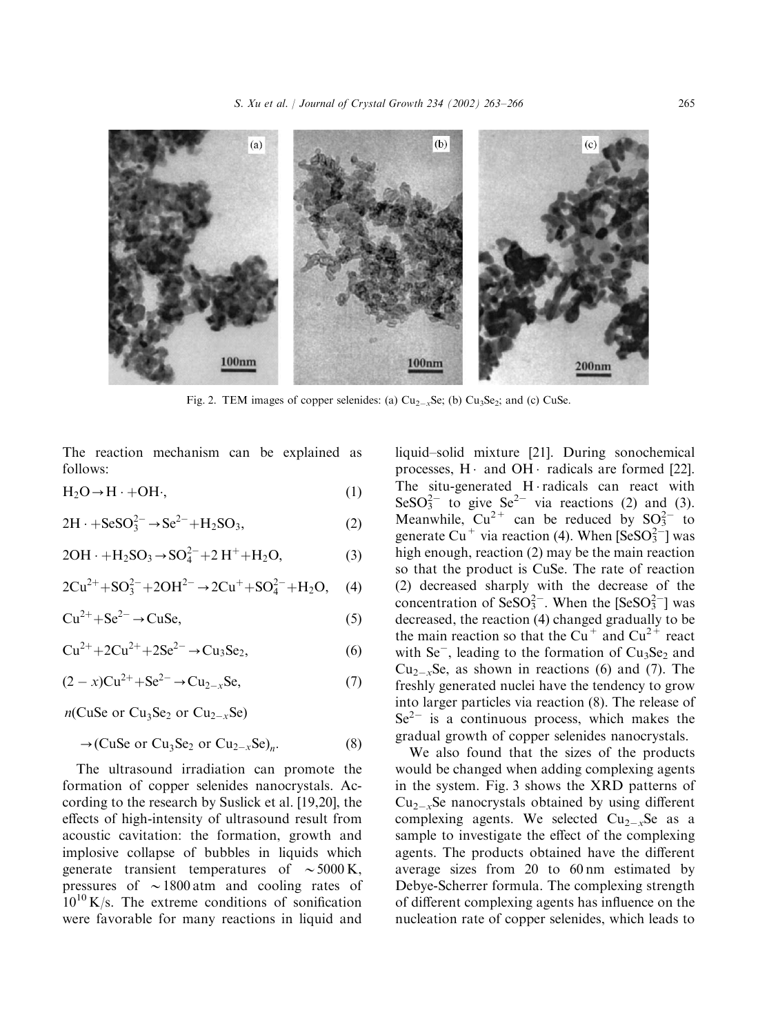Fig. 2. TEM images of copper selenides: (a) $Cu_{2-x}Se$; (b) $Cu_3Se_2$; and (c) CuSe.

The reaction mechanism can be explained as follows:

$$H_2O \rightarrow H\cdot + OH\cdot, \quad (1)$$

$$2H\cdot + SeSO_3^{2-} \rightarrow Se^{2-} + H_2SO_3, \quad (2)$$

$$2OH\cdot + H_2SO_3 \rightarrow SO_4^{2-} + 2\,H^+ + H_2O, \quad (3)$$

$$2Cu^{2+} + SO_3^{2-} + 2OH^{2-} \rightarrow 2Cu^+ + SO_4^{2-} + H_2O, \quad (4)$$

$$Cu^{2+} + Se^{2-} \rightarrow CuSe, \quad (5)$$

$$Cu^{2+} + 2Cu^{2+} + 2Se^{2-} \rightarrow Cu_3Se_2, \quad (6)$$

$$(2-x)Cu^{2+} + Se^{2-} \rightarrow Cu_{2-x}Se, \quad (7)$$

$$n(CuSe \text{ or } Cu_3Se_2 \text{ or } Cu_{2-x}Se) \rightarrow (CuSe \text{ or } Cu_3Se_2 \text{ or } Cu_{2-x}Se)_n. \quad (8)$$

The ultrasound irradiation can promote the formation of copper selenides nanocrystals. According to the research by Suslick et al. [19,20], the effects of high-intensity of ultrasound result from acoustic cavitation: the formation, growth and implosive collapse of bubbles in liquids which generate transient temperatures of $\sim 5000$ K, pressures of $\sim 1800$ atm and cooling rates of $10^{10}$ K/s. The extreme conditions of sonification were favorable for many reactions in liquid and liquid–solid mixture [21]. During sonochemical processes, $H\cdot$ and $OH\cdot$ radicals are formed [22]. The situ-generated $H\cdot$ radicals can react with $SeSO_3^{2-}$ to give $Se^{2-}$ via reactions (2) and (3). Meanwhile, $Cu^{2+}$ can be reduced by $SO_3^{2-}$ to generate $Cu^+$ via reaction (4). When $[SeSO_3^{2-}]$ was high enough, reaction (2) may be the main reaction so that the product is CuSe. The rate of reaction (2) decreased sharply with the decrease of the concentration of $SeSO_3^{2-}$. When the $[SeSO_3^{2-}]$ was decreased, the reaction (4) changed gradually to be the main reaction so that the $Cu^+$ and $Cu^{2+}$ react with $Se^-$, leading to the formation of $Cu_3Se_2$ and $Cu_{2-x}Se$, as shown in reactions (6) and (7). The freshly generated nuclei have the tendency to grow into larger particles via reaction (8). The release of $Se^{2-}$ is a continuous process, which makes the gradual growth of copper selenides nanocrystals.

We also found that the sizes of the products would be changed when adding complexing agents in the system. Fig. 3 shows the XRD patterns of $Cu_{2-x}Se$ nanocrystals obtained by using different complexing agents. We selected $Cu_{2-x}Se$ as a sample to investigate the effect of the complexing agents. The products obtained have the different average sizes from 20 to 60 nm estimated by Debye-Scherrer formula. The complexing strength of different complexing agents has influence on the nucleation rate of copper selenides, which leads to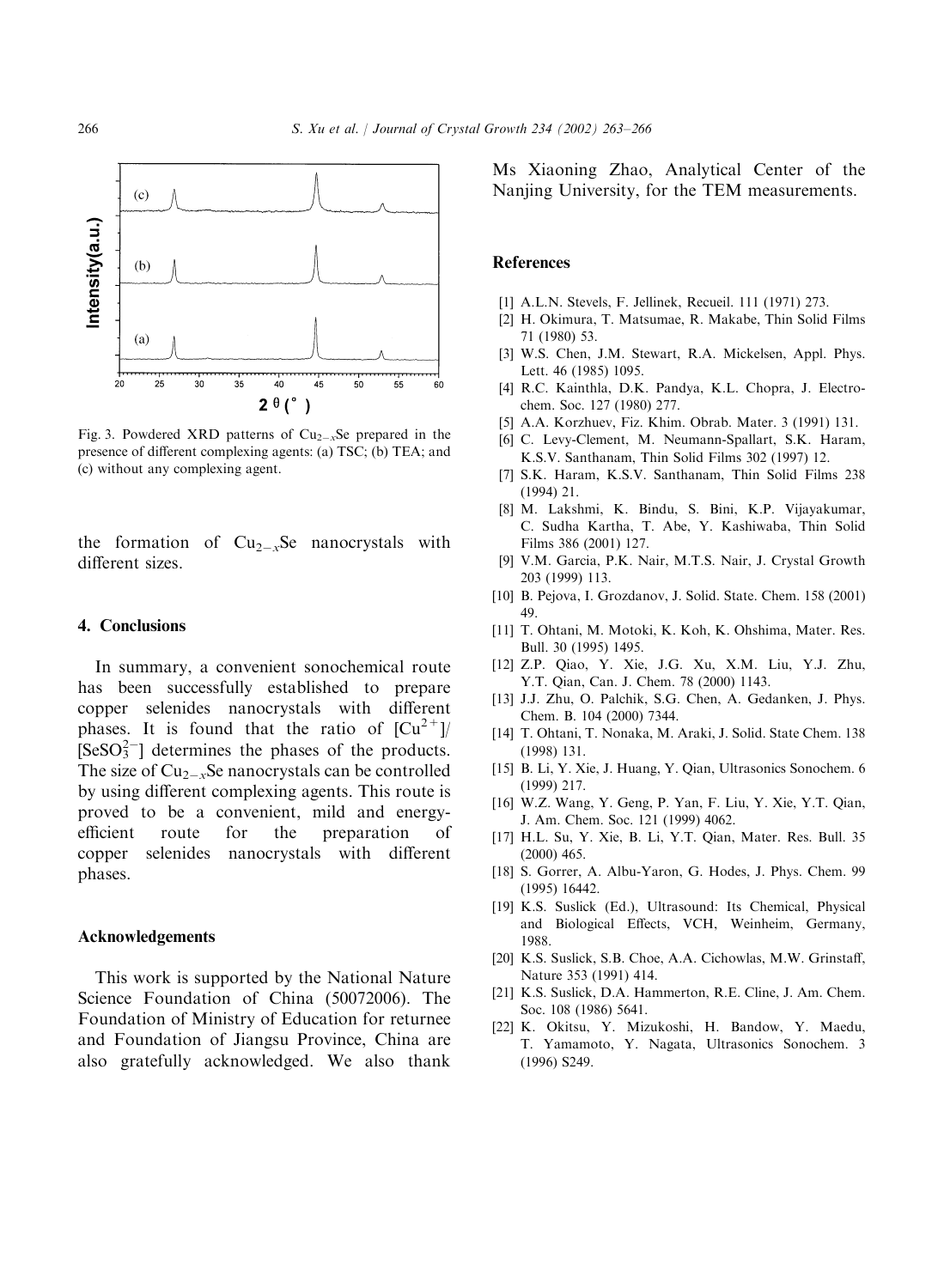Intensity(a.u.)

(c)

(b)

(a)

20 25 30 35 40 45 50 55 60

2 θ (°)

Fig. 3. Powdered XRD patterns of $Cu_{2-x}Se$ prepared in the presence of different complexing agents: (a) TSC; (b) TEA; and (c) without any complexing agent.

the formation of $Cu_{2-x}Se$ nanocrystals with different sizes.

## 4. Conclusions

In summary, a convenient sonochemical route has been successfully established to prepare copper selenides nanocrystals with different phases. It is found that the ratio of $[Cu^{2+}]/[SeSO_3^{2-}]$ determines the phases of the products. The size of $Cu_{2-x}Se$ nanocrystals can be controlled by using different complexing agents. This route is proved to be a convenient, mild and energy-efficient route for the preparation of copper selenides nanocrystals with different phases.

## Acknowledgements

This work is supported by the National Nature Science Foundation of China (50072006). The Foundation of Ministry of Education for returnee and Foundation of Jiangsu Province, China are also gratefully acknowledged. We also thank Ms Xiaoning Zhao, Analytical Center of the Nanjing University, for the TEM measurements.

## References

[1] A.L.N. Stevels, F. Jellinek, Recueil. 111 (1971) 273.
[2] H. Okimura, T. Matsumae, R. Makabe, Thin Solid Films 71 (1980) 53.
[3] W.S. Chen, J.M. Stewart, R.A. Mickelsen, Appl. Phys. Lett. 46 (1985) 1095.
[4] R.C. Kainthla, D.K. Pandya, K.L. Chopra, J. Electrochem. Soc. 127 (1980) 277.
[5] A.A. Korzhuev, Fiz. Khim. Obrab. Mater. 3 (1991) 131.
[6] C. Levy-Clement, M. Neumann-Spallart, S.K. Haram, K.S.V. Santhanam, Thin Solid Films 302 (1997) 12.
[7] S.K. Haram, K.S.V. Santhanam, Thin Solid Films 238 (1994) 21.
[8] M. Lakshmi, K. Bindu, S. Bini, K.P. Vijayakumar, C. Sudha Kartha, T. Abe, Y. Kashiwaba, Thin Solid Films 386 (2001) 127.
[9] V.M. Garcia, P.K. Nair, M.T.S. Nair, J. Crystal Growth 203 (1999) 113.
[10] B. Pejova, I. Grozdanov, J. Solid. State. Chem. 158 (2001) 49.
[11] T. Ohtani, M. Motoki, K. Koh, K. Ohshima, Mater. Res. Bull. 30 (1995) 1495.
[12] Z.P. Qiao, Y. Xie, J.G. Xu, X.M. Liu, Y.J. Zhu, Y.T. Qian, Can. J. Chem. 78 (2000) 1143.
[13] J.J. Zhu, O. Palchik, S.G. Chen, A. Gedanken, J. Phys. Chem. B. 104 (2000) 7344.
[14] T. Ohtani, T. Nonaka, M. Araki, J. Solid. State Chem. 138 (1998) 131.
[15] B. Li, Y. Xie, J. Huang, Y. Qian, Ultrasonics Sonochem. 6 (1999) 217.
[16] W.Z. Wang, Y. Geng, P. Yan, F. Liu, Y. Xie, Y.T. Qian, J. Am. Chem. Soc. 121 (1999) 4062.
[17] H.L. Su, Y. Xie, B. Li, Y.T. Qian, Mater. Res. Bull. 35 (2000) 465.
[18] S. Gorrer, A. Albu-Yaron, G. Hodes, J. Phys. Chem. 99 (1995) 16442.
[19] K.S. Suslick (Ed.), Ultrasound: Its Chemical, Physical and Biological Effects, VCH, Weinheim, Germany, 1988.
[20] K.S. Suslick, S.B. Choe, A.A. Cichowlas, M.W. Grinstaff, Nature 353 (1991) 414.
[21] K.S. Suslick, D.A. Hammerton, R.E. Cline, J. Am. Chem. Soc. 108 (1986) 5641.
[22] K. Okitsu, Y. Mizukoshi, H. Bandow, Y. Maedu, T. Yamamoto, Y. Nagata, Ultrasonics Sonochem. 3 (1996) S249.